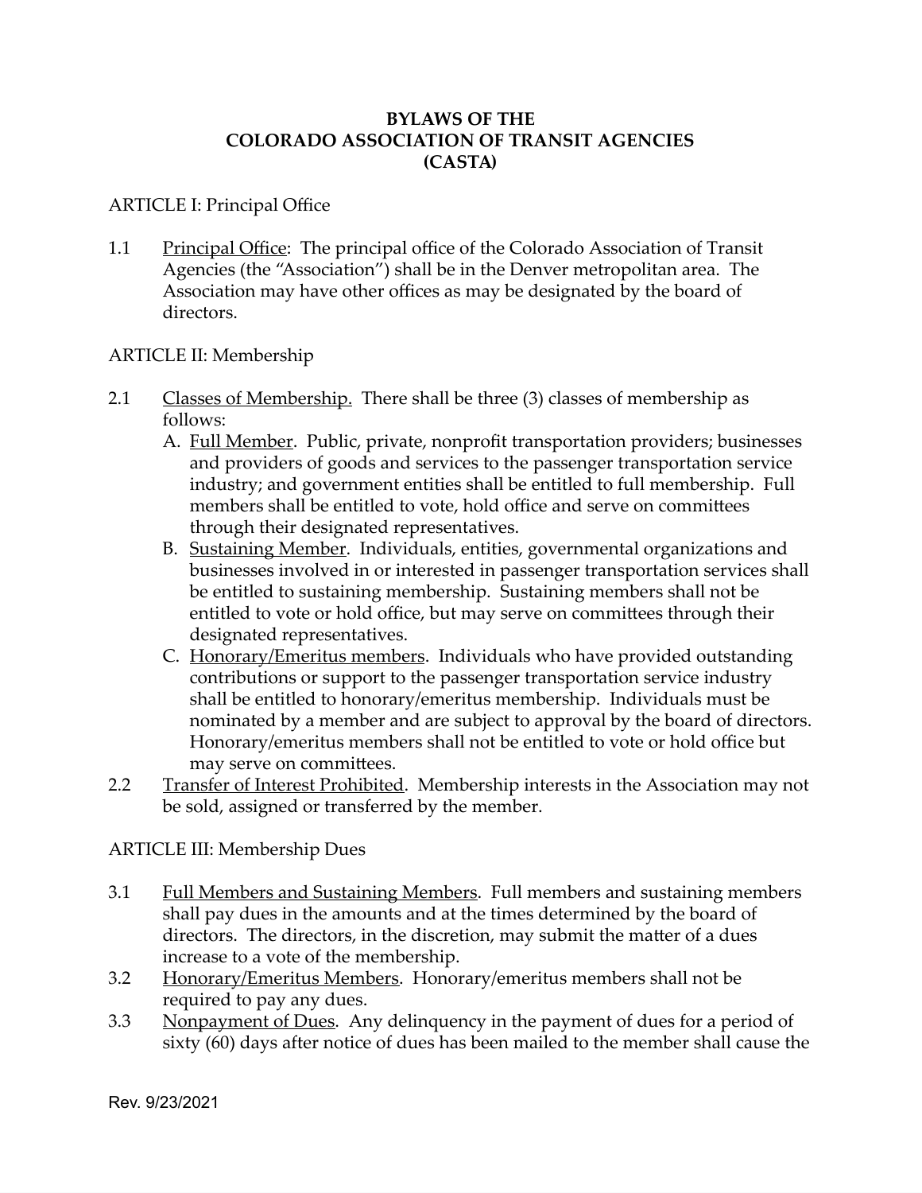# BYLAWS OF THE COLORADO ASSOCIATION OF TRANSIT AGENCIES (CASTA)

## ARTICLE I: Principal Office

1.1 Principal Office: The principal office of the Colorado Association of Transit Agencies (the "Association") shall be in the Denver metropolitan area. The Association may have other offices as may be designated by the board of directors.

## ARTICLE II: Membership

2.1 Classes of Membership. There shall be three (3) classes of membership as follows:

A. Full Member. Public, private, nonprofit transportation providers; businesses and providers of goods and services to the passenger transportation service industry; and government entities shall be entitled to full membership. Full members shall be entitled to vote, hold office and serve on committees through their designated representatives.

B. Sustaining Member. Individuals, entities, governmental organizations and businesses involved in or interested in passenger transportation services shall be entitled to sustaining membership. Sustaining members shall not be entitled to vote or hold office, but may serve on committees through their designated representatives.

C. Honorary/Emeritus members. Individuals who have provided outstanding contributions or support to the passenger transportation service industry shall be entitled to honorary/emeritus membership. Individuals must be nominated by a member and are subject to approval by the board of directors. Honorary/emeritus members shall not be entitled to vote or hold office but may serve on committees.

2.2 Transfer of Interest Prohibited. Membership interests in the Association may not be sold, assigned or transferred by the member.

## ARTICLE III: Membership Dues

3.1 Full Members and Sustaining Members. Full members and sustaining members shall pay dues in the amounts and at the times determined by the board of directors. The directors, in the discretion, may submit the matter of a dues increase to a vote of the membership.

3.2 Honorary/Emeritus Members. Honorary/emeritus members shall not be required to pay any dues.

3.3 Nonpayment of Dues. Any delinquency in the payment of dues for a period of sixty (60) days after notice of dues has been mailed to the member shall cause the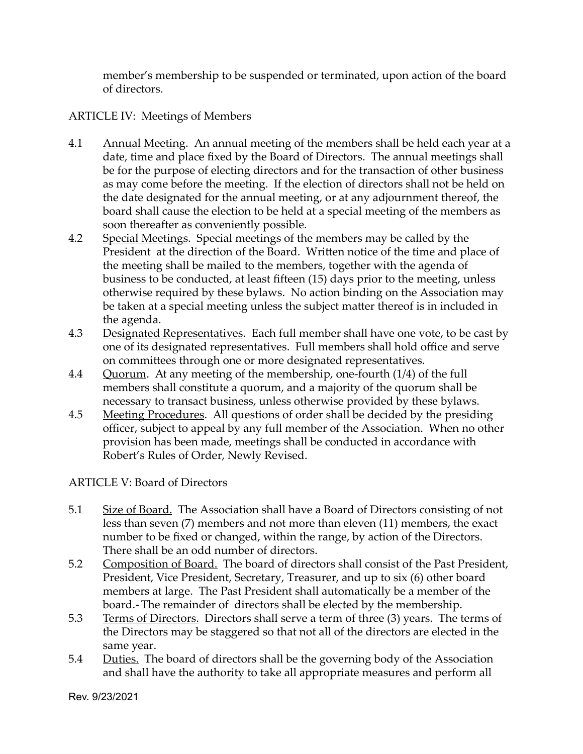member's membership to be suspended or terminated, upon action of the board of directors.

## ARTICLE IV: Meetings of Members

4.1 Annual Meeting. An annual meeting of the members shall be held each year at a date, time and place fixed by the Board of Directors. The annual meetings shall be for the purpose of electing directors and for the transaction of other business as may come before the meeting. If the election of directors shall not be held on the date designated for the annual meeting, or at any adjournment thereof, the board shall cause the election to be held at a special meeting of the members as soon thereafter as conveniently possible.

4.2 Special Meetings. Special meetings of the members may be called by the President at the direction of the Board. Written notice of the time and place of the meeting shall be mailed to the members, together with the agenda of business to be conducted, at least fifteen (15) days prior to the meeting, unless otherwise required by these bylaws. No action binding on the Association may be taken at a special meeting unless the subject matter thereof is in included in the agenda.

4.3 Designated Representatives. Each full member shall have one vote, to be cast by one of its designated representatives. Full members shall hold office and serve on committees through one or more designated representatives.

4.4 Quorum. At any meeting of the membership, one-fourth (1/4) of the full members shall constitute a quorum, and a majority of the quorum shall be necessary to transact business, unless otherwise provided by these bylaws.

4.5 Meeting Procedures. All questions of order shall be decided by the presiding officer, subject to appeal by any full member of the Association. When no other provision has been made, meetings shall be conducted in accordance with Robert's Rules of Order, Newly Revised.

## ARTICLE V: Board of Directors

5.1 Size of Board. The Association shall have a Board of Directors consisting of not less than seven (7) members and not more than eleven (11) members, the exact number to be fixed or changed, within the range, by action of the Directors. There shall be an odd number of directors.

5.2 Composition of Board. The board of directors shall consist of the Past President, President, Vice President, Secretary, Treasurer, and up to six (6) other board members at large. The Past President shall automatically be a member of the board. The remainder of directors shall be elected by the membership.

5.3 Terms of Directors. Directors shall serve a term of three (3) years. The terms of the Directors may be staggered so that not all of the directors are elected in the same year.

5.4 Duties. The board of directors shall be the governing body of the Association and shall have the authority to take all appropriate measures and perform all

Rev. 9/23/2021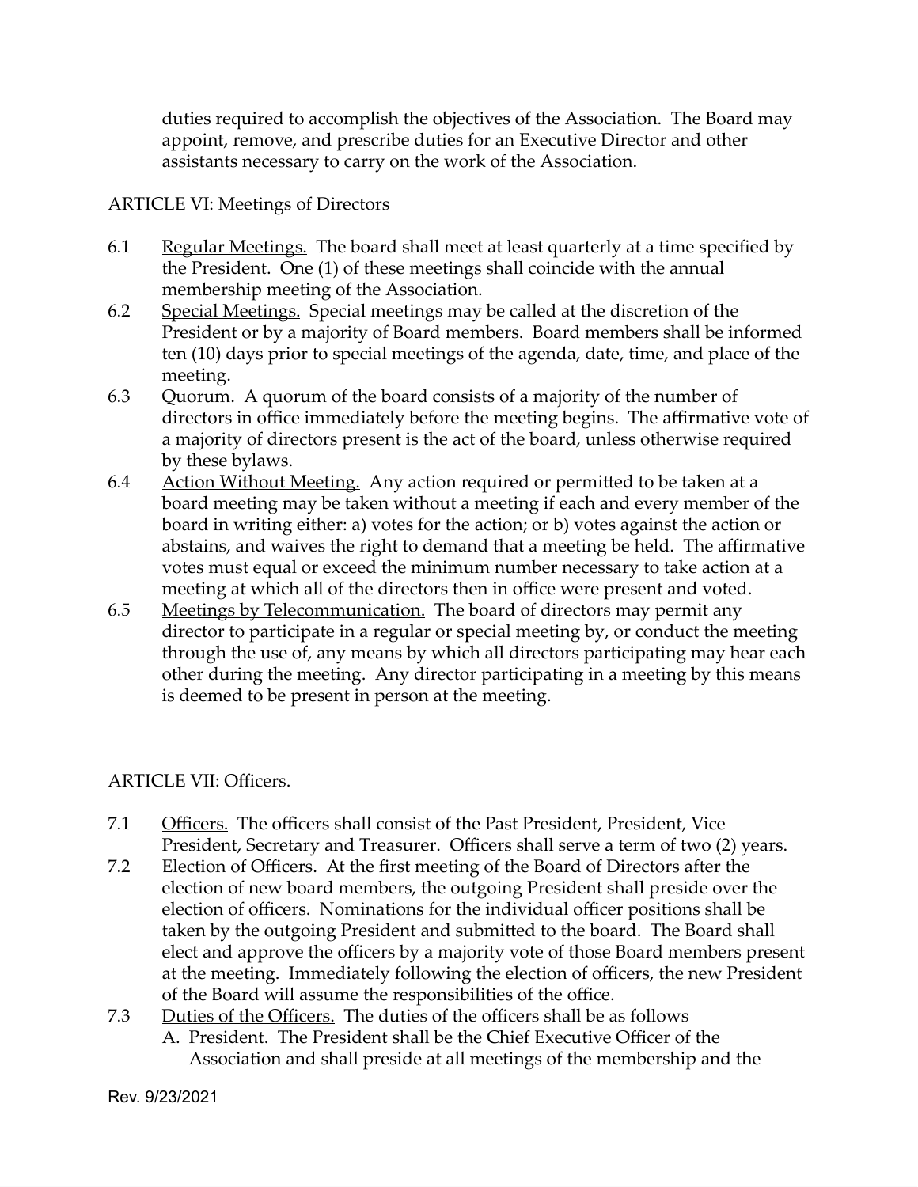duties required to accomplish the objectives of the Association. The Board may appoint, remove, and prescribe duties for an Executive Director and other assistants necessary to carry on the work of the Association.

## ARTICLE VI: Meetings of Directors

6.1 Regular Meetings. The board shall meet at least quarterly at a time specified by the President. One (1) of these meetings shall coincide with the annual membership meeting of the Association.

6.2 Special Meetings. Special meetings may be called at the discretion of the President or by a majority of Board members. Board members shall be informed ten (10) days prior to special meetings of the agenda, date, time, and place of the meeting.

6.3 Quorum. A quorum of the board consists of a majority of the number of directors in office immediately before the meeting begins. The affirmative vote of a majority of directors present is the act of the board, unless otherwise required by these bylaws.

6.4 Action Without Meeting. Any action required or permitted to be taken at a board meeting may be taken without a meeting if each and every member of the board in writing either: a) votes for the action; or b) votes against the action or abstains, and waives the right to demand that a meeting be held. The affirmative votes must equal or exceed the minimum number necessary to take action at a meeting at which all of the directors then in office were present and voted.

6.5 Meetings by Telecommunication. The board of directors may permit any director to participate in a regular or special meeting by, or conduct the meeting through the use of, any means by which all directors participating may hear each other during the meeting. Any director participating in a meeting by this means is deemed to be present in person at the meeting.

## ARTICLE VII: Officers.

7.1 Officers. The officers shall consist of the Past President, President, Vice President, Secretary and Treasurer. Officers shall serve a term of two (2) years.

7.2 Election of Officers. At the first meeting of the Board of Directors after the election of new board members, the outgoing President shall preside over the election of officers. Nominations for the individual officer positions shall be taken by the outgoing President and submitted to the board. The Board shall elect and approve the officers by a majority vote of those Board members present at the meeting. Immediately following the election of officers, the new President of the Board will assume the responsibilities of the office.

7.3 Duties of the Officers. The duties of the officers shall be as follows

A. President. The President shall be the Chief Executive Officer of the Association and shall preside at all meetings of the membership and the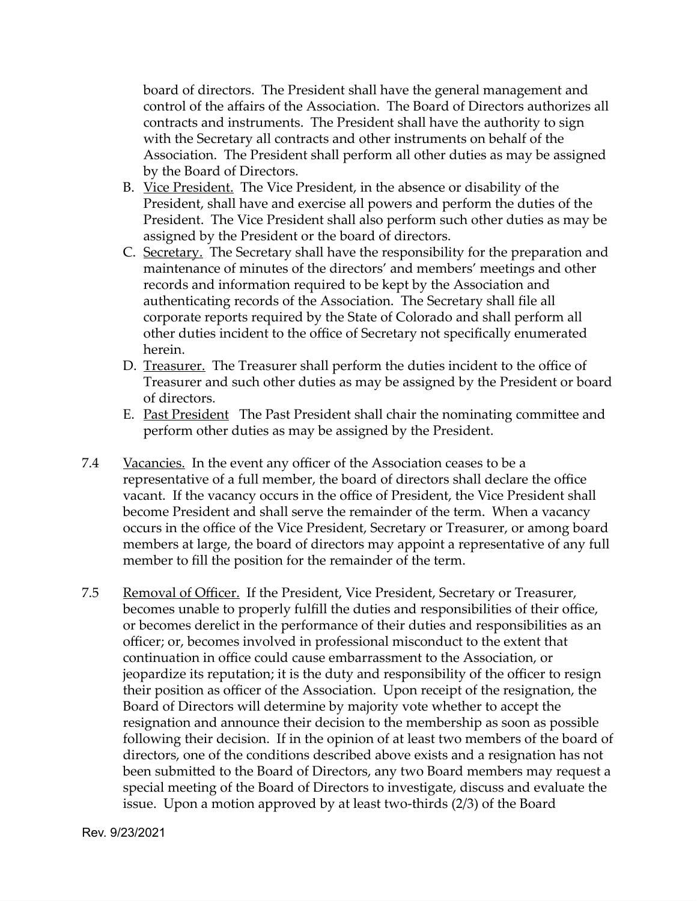board of directors. The President shall have the general management and control of the affairs of the Association. The Board of Directors authorizes all contracts and instruments. The President shall have the authority to sign with the Secretary all contracts and other instruments on behalf of the Association. The President shall perform all other duties as may be assigned by the Board of Directors.

B. Vice President. The Vice President, in the absence or disability of the President, shall have and exercise all powers and perform the duties of the President. The Vice President shall also perform such other duties as may be assigned by the President or the board of directors.

C. Secretary. The Secretary shall have the responsibility for the preparation and maintenance of minutes of the directors' and members' meetings and other records and information required to be kept by the Association and authenticating records of the Association. The Secretary shall file all corporate reports required by the State of Colorado and shall perform all other duties incident to the office of Secretary not specifically enumerated herein.

D. Treasurer. The Treasurer shall perform the duties incident to the office of Treasurer and such other duties as may be assigned by the President or board of directors.

E. Past President The Past President shall chair the nominating committee and perform other duties as may be assigned by the President.

7.4 Vacancies. In the event any officer of the Association ceases to be a representative of a full member, the board of directors shall declare the office vacant. If the vacancy occurs in the office of President, the Vice President shall become President and shall serve the remainder of the term. When a vacancy occurs in the office of the Vice President, Secretary or Treasurer, or among board members at large, the board of directors may appoint a representative of any full member to fill the position for the remainder of the term.

7.5 Removal of Officer. If the President, Vice President, Secretary or Treasurer, becomes unable to properly fulfill the duties and responsibilities of their office, or becomes derelict in the performance of their duties and responsibilities as an officer; or, becomes involved in professional misconduct to the extent that continuation in office could cause embarrassment to the Association, or jeopardize its reputation; it is the duty and responsibility of the officer to resign their position as officer of the Association. Upon receipt of the resignation, the Board of Directors will determine by majority vote whether to accept the resignation and announce their decision to the membership as soon as possible following their decision. If in the opinion of at least two members of the board of directors, one of the conditions described above exists and a resignation has not been submitted to the Board of Directors, any two Board members may request a special meeting of the Board of Directors to investigate, discuss and evaluate the issue. Upon a motion approved by at least two-thirds (2/3) of the Board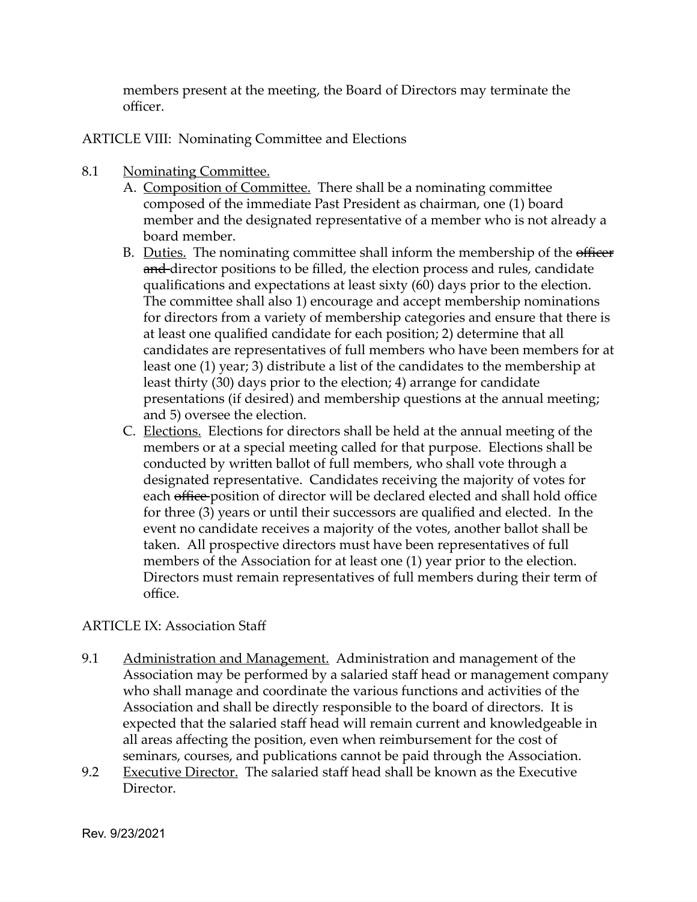members present at the meeting, the Board of Directors may terminate the officer.

## ARTICLE VIII: Nominating Committee and Elections

8.1 <u>Nominating Committee.</u>

A. <u>Composition of Committee.</u> There shall be a nominating committee composed of the immediate Past President as chairman, one (1) board member and the designated representative of a member who is not already a board member.

B. <u>Duties.</u> The nominating committee shall inform the membership of the ~~officer and~~ director positions to be filled, the election process and rules, candidate qualifications and expectations at least sixty (60) days prior to the election. The committee shall also 1) encourage and accept membership nominations for directors from a variety of membership categories and ensure that there is at least one qualified candidate for each position; 2) determine that all candidates are representatives of full members who have been members for at least one (1) year; 3) distribute a list of the candidates to the membership at least thirty (30) days prior to the election; 4) arrange for candidate presentations (if desired) and membership questions at the annual meeting; and 5) oversee the election.

C. <u>Elections.</u> Elections for directors shall be held at the annual meeting of the members or at a special meeting called for that purpose. Elections shall be conducted by written ballot of full members, who shall vote through a designated representative. Candidates receiving the majority of votes for each ~~office~~ position of director will be declared elected and shall hold office for three (3) years or until their successors are qualified and elected. In the event no candidate receives a majority of the votes, another ballot shall be taken. All prospective directors must have been representatives of full members of the Association for at least one (1) year prior to the election. Directors must remain representatives of full members during their term of office.

## ARTICLE IX: Association Staff

9.1 <u>Administration and Management.</u> Administration and management of the Association may be performed by a salaried staff head or management company who shall manage and coordinate the various functions and activities of the Association and shall be directly responsible to the board of directors. It is expected that the salaried staff head will remain current and knowledgeable in all areas affecting the position, even when reimbursement for the cost of seminars, courses, and publications cannot be paid through the Association.

9.2 <u>Executive Director.</u> The salaried staff head shall be known as the Executive Director.

Rev. 9/23/2021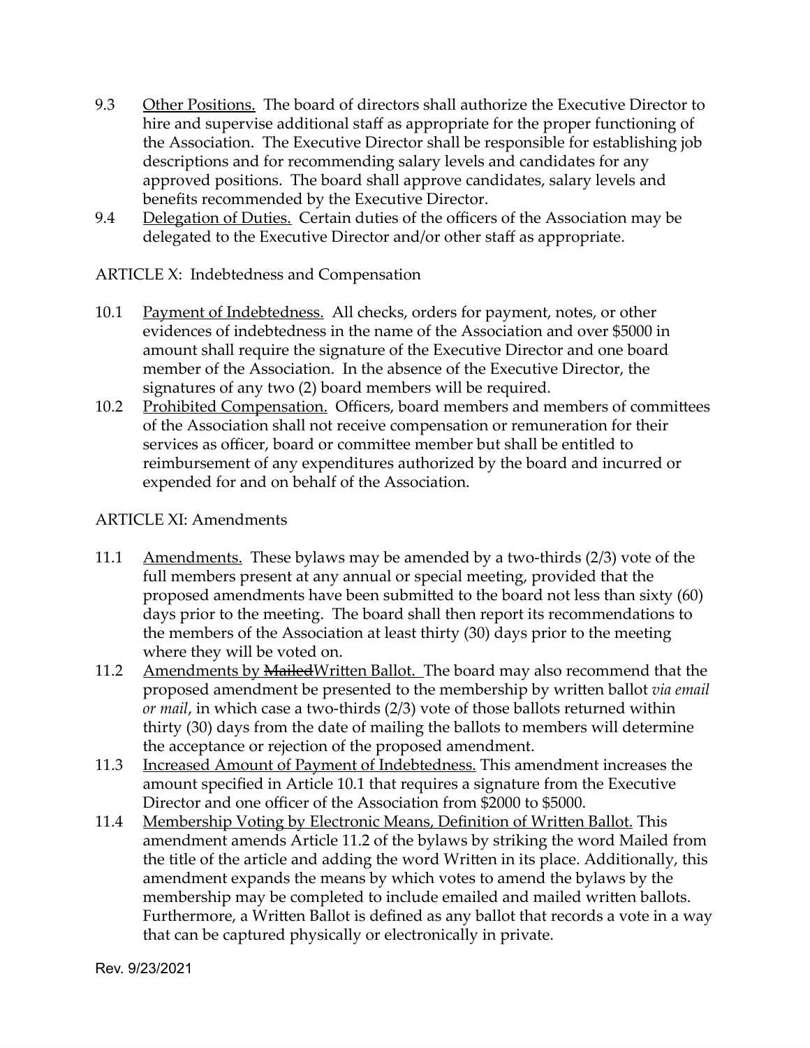9.3 Other Positions. The board of directors shall authorize the Executive Director to hire and supervise additional staff as appropriate for the proper functioning of the Association. The Executive Director shall be responsible for establishing job descriptions and for recommending salary levels and candidates for any approved positions. The board shall approve candidates, salary levels and benefits recommended by the Executive Director.

9.4 Delegation of Duties. Certain duties of the officers of the Association may be delegated to the Executive Director and/or other staff as appropriate.

ARTICLE X: Indebtedness and Compensation

10.1 Payment of Indebtedness. All checks, orders for payment, notes, or other evidences of indebtedness in the name of the Association and over $5000 in amount shall require the signature of the Executive Director and one board member of the Association. In the absence of the Executive Director, the signatures of any two (2) board members will be required.

10.2 Prohibited Compensation. Officers, board members and members of committees of the Association shall not receive compensation or remuneration for their services as officer, board or committee member but shall be entitled to reimbursement of any expenditures authorized by the board and incurred or expended for and on behalf of the Association.

ARTICLE XI: Amendments

11.1 Amendments. These bylaws may be amended by a two-thirds (2/3) vote of the full members present at any annual or special meeting, provided that the proposed amendments have been submitted to the board not less than sixty (60) days prior to the meeting. The board shall then report its recommendations to the members of the Association at least thirty (30) days prior to the meeting where they will be voted on.

11.2 Amendments by ~~Mailed~~Written Ballot. The board may also recommend that the proposed amendment be presented to the membership by written ballot *via email or mail*, in which case a two-thirds (2/3) vote of those ballots returned within thirty (30) days from the date of mailing the ballots to members will determine the acceptance or rejection of the proposed amendment.

11.3 Increased Amount of Payment of Indebtedness. This amendment increases the amount specified in Article 10.1 that requires a signature from the Executive Director and one officer of the Association from $2000 to $5000.

11.4 Membership Voting by Electronic Means, Definition of Written Ballot. This amendment amends Article 11.2 of the bylaws by striking the word Mailed from the title of the article and adding the word Written in its place. Additionally, this amendment expands the means by which votes to amend the bylaws by the membership may be completed to include emailed and mailed written ballots. Furthermore, a Written Ballot is defined as any ballot that records a vote in a way that can be captured physically or electronically in private.

Rev. 9/23/2021